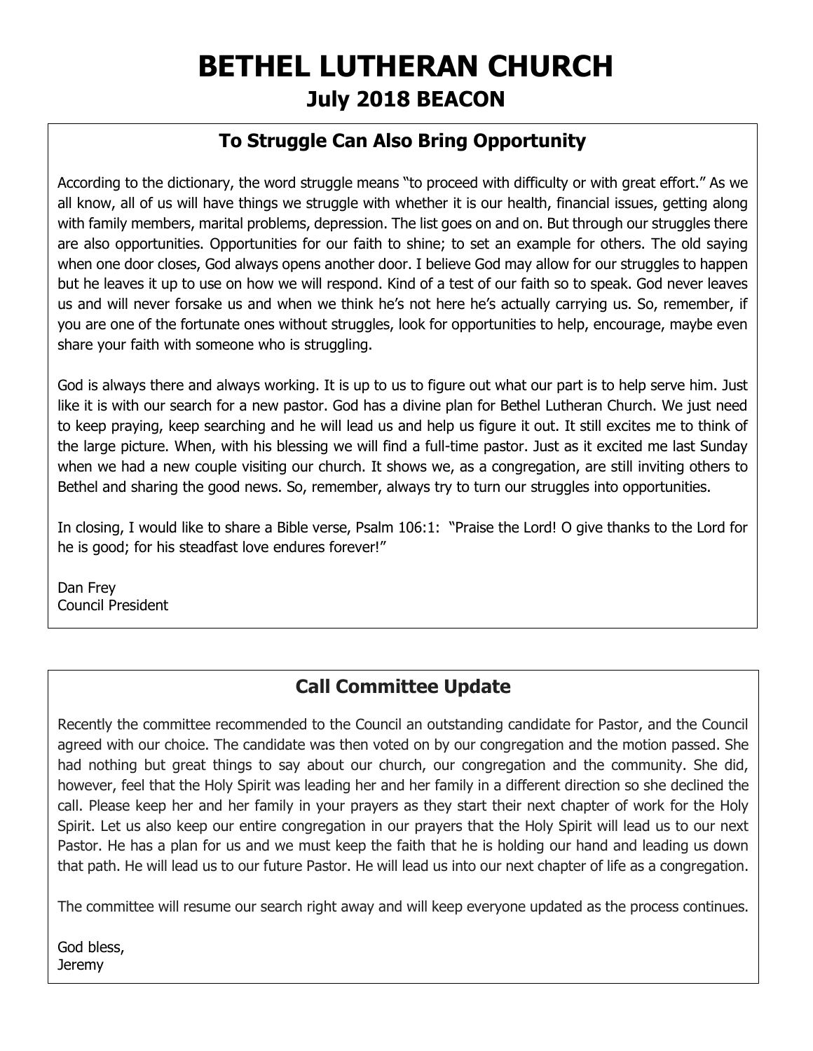# BETHEL LUTHERAN CHURCH

## July 2018 BEACON

### To Struggle Can Also Bring Opportunity

According to the dictionary, the word struggle means "to proceed with difficulty or with great effort." As we all know, all of us will have things we struggle with whether it is our health, financial issues, getting along with family members, marital problems, depression. The list goes on and on. But through our struggles there are also opportunities. Opportunities for our faith to shine; to set an example for others. The old saying when one door closes, God always opens another door. I believe God may allow for our struggles to happen but he leaves it up to use on how we will respond. Kind of a test of our faith so to speak. God never leaves us and will never forsake us and when we think he's not here he's actually carrying us. So, remember, if you are one of the fortunate ones without struggles, look for opportunities to help, encourage, maybe even share your faith with someone who is struggling.

God is always there and always working. It is up to us to figure out what our part is to help serve him. Just like it is with our search for a new pastor. God has a divine plan for Bethel Lutheran Church. We just need to keep praying, keep searching and he will lead us and help us figure it out. It still excites me to think of the large picture. When, with his blessing we will find a full-time pastor. Just as it excited me last Sunday when we had a new couple visiting our church. It shows we, as a congregation, are still inviting others to Bethel and sharing the good news. So, remember, always try to turn our struggles into opportunities.

In closing, I would like to share a Bible verse, Psalm 106:1: "Praise the Lord! O give thanks to the Lord for he is good; for his steadfast love endures forever!"

Dan Frey
Council President

### Call Committee Update

Recently the committee recommended to the Council an outstanding candidate for Pastor, and the Council agreed with our choice. The candidate was then voted on by our congregation and the motion passed. She had nothing but great things to say about our church, our congregation and the community. She did, however, feel that the Holy Spirit was leading her and her family in a different direction so she declined the call. Please keep her and her family in your prayers as they start their next chapter of work for the Holy Spirit. Let us also keep our entire congregation in our prayers that the Holy Spirit will lead us to our next Pastor. He has a plan for us and we must keep the faith that he is holding our hand and leading us down that path. He will lead us to our future Pastor. He will lead us into our next chapter of life as a congregation.

The committee will resume our search right away and will keep everyone updated as the process continues.

God bless,
Jeremy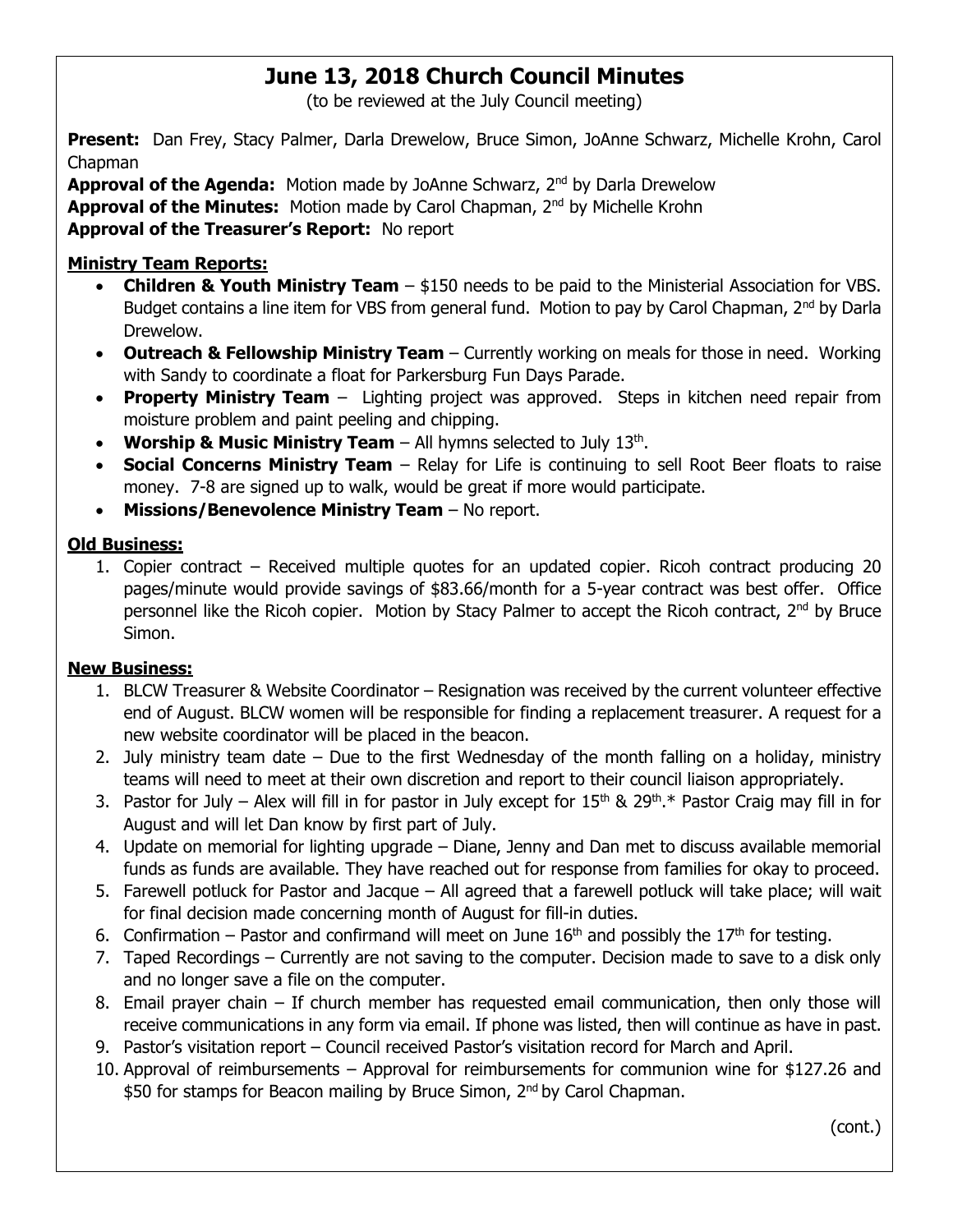# June 13, 2018 Church Council Minutes

(to be reviewed at the July Council meeting)

**Present:** Dan Frey, Stacy Palmer, Darla Drewelow, Bruce Simon, JoAnne Schwarz, Michelle Krohn, Carol Chapman

**Approval of the Agenda:** Motion made by JoAnne Schwarz, 2nd by Darla Drewelow

**Approval of the Minutes:** Motion made by Carol Chapman, 2nd by Michelle Krohn

**Approval of the Treasurer's Report:** No report

## Ministry Team Reports:

- **Children & Youth Ministry Team** – $150 needs to be paid to the Ministerial Association for VBS. Budget contains a line item for VBS from general fund. Motion to pay by Carol Chapman, 2nd by Darla Drewelow.
- **Outreach & Fellowship Ministry Team** – Currently working on meals for those in need. Working with Sandy to coordinate a float for Parkersburg Fun Days Parade.
- **Property Ministry Team** – Lighting project was approved. Steps in kitchen need repair from moisture problem and paint peeling and chipping.
- **Worship & Music Ministry Team** – All hymns selected to July 13th.
- **Social Concerns Ministry Team** – Relay for Life is continuing to sell Root Beer floats to raise money. 7-8 are signed up to walk, would be great if more would participate.
- **Missions/Benevolence Ministry Team** – No report.

## Old Business:

1. Copier contract – Received multiple quotes for an updated copier. Ricoh contract producing 20 pages/minute would provide savings of $83.66/month for a 5-year contract was best offer. Office personnel like the Ricoh copier. Motion by Stacy Palmer to accept the Ricoh contract, 2nd by Bruce Simon.

## New Business:

1. BLCW Treasurer & Website Coordinator – Resignation was received by the current volunteer effective end of August. BLCW women will be responsible for finding a replacement treasurer. A request for a new website coordinator will be placed in the beacon.
2. July ministry team date – Due to the first Wednesday of the month falling on a holiday, ministry teams will need to meet at their own discretion and report to their council liaison appropriately.
3. Pastor for July – Alex will fill in for pastor in July except for 15th & 29th.* Pastor Craig may fill in for August and will let Dan know by first part of July.
4. Update on memorial for lighting upgrade – Diane, Jenny and Dan met to discuss available memorial funds as funds are available. They have reached out for response from families for okay to proceed.
5. Farewell potluck for Pastor and Jacque – All agreed that a farewell potluck will take place; will wait for final decision made concerning month of August for fill-in duties.
6. Confirmation – Pastor and confirmand will meet on June 16th and possibly the 17th for testing.
7. Taped Recordings – Currently are not saving to the computer. Decision made to save to a disk only and no longer save a file on the computer.
8. Email prayer chain – If church member has requested email communication, then only those will receive communications in any form via email. If phone was listed, then will continue as have in past.
9. Pastor's visitation report – Council received Pastor's visitation record for March and April.
10. Approval of reimbursements – Approval for reimbursements for communion wine for $127.26 and $50 for stamps for Beacon mailing by Bruce Simon, 2nd by Carol Chapman.

(cont.)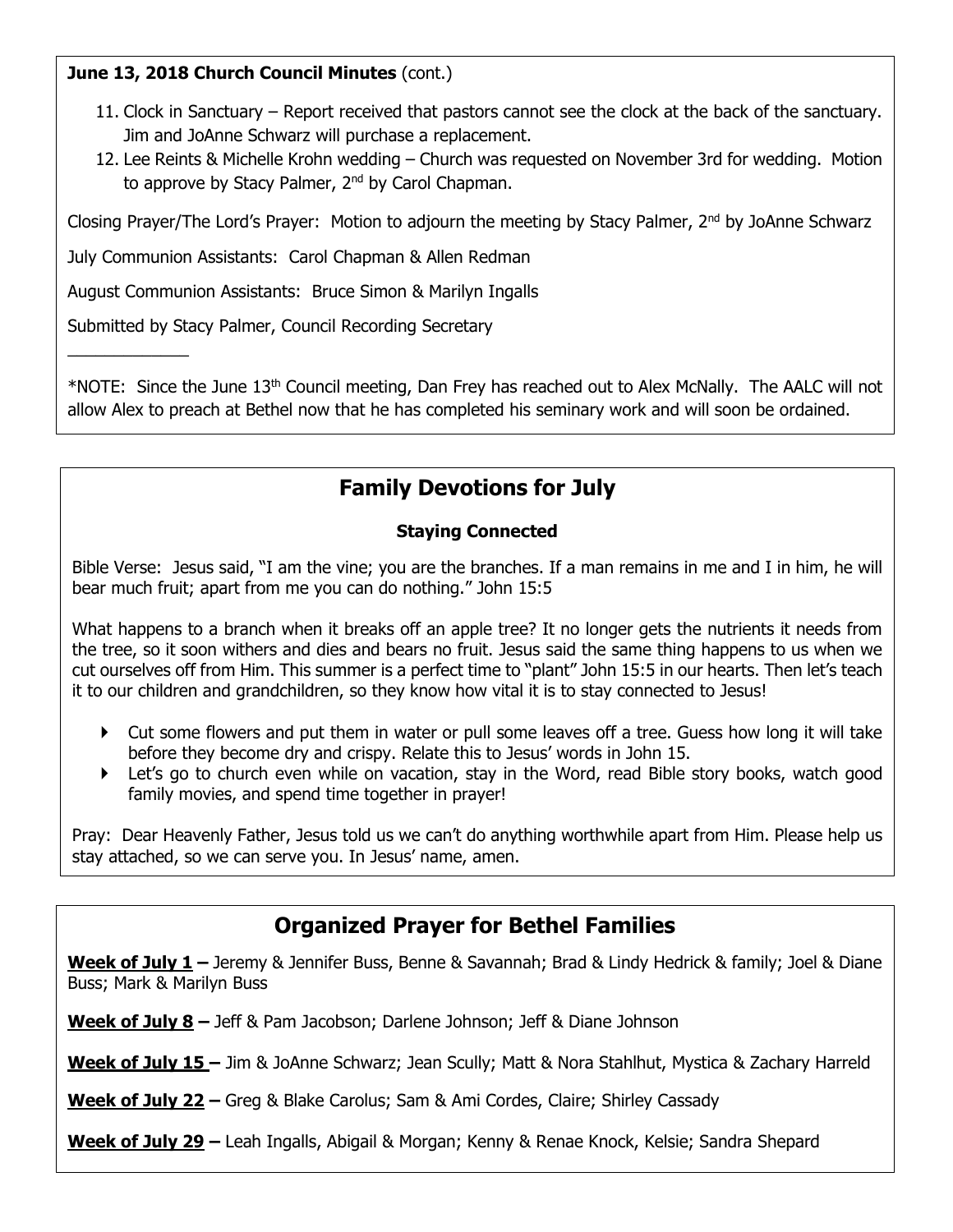**June 13, 2018 Church Council Minutes** (cont.)

11. Clock in Sanctuary – Report received that pastors cannot see the clock at the back of the sanctuary. Jim and JoAnne Schwarz will purchase a replacement.
12. Lee Reints & Michelle Krohn wedding – Church was requested on November 3rd for wedding. Motion to approve by Stacy Palmer, 2nd by Carol Chapman.

Closing Prayer/The Lord's Prayer: Motion to adjourn the meeting by Stacy Palmer, 2nd by JoAnne Schwarz

July Communion Assistants: Carol Chapman & Allen Redman

August Communion Assistants: Bruce Simon & Marilyn Ingalls

Submitted by Stacy Palmer, Council Recording Secretary

______________

*NOTE: Since the June 13th Council meeting, Dan Frey has reached out to Alex McNally. The AALC will not allow Alex to preach at Bethel now that he has completed his seminary work and will soon be ordained.

## Family Devotions for July

### Staying Connected

Bible Verse: Jesus said, "I am the vine; you are the branches. If a man remains in me and I in him, he will bear much fruit; apart from me you can do nothing." John 15:5

What happens to a branch when it breaks off an apple tree? It no longer gets the nutrients it needs from the tree, so it soon withers and dies and bears no fruit. Jesus said the same thing happens to us when we cut ourselves off from Him. This summer is a perfect time to "plant" John 15:5 in our hearts. Then let's teach it to our children and grandchildren, so they know how vital it is to stay connected to Jesus!

- Cut some flowers and put them in water or pull some leaves off a tree. Guess how long it will take before they become dry and crispy. Relate this to Jesus' words in John 15.
- Let's go to church even while on vacation, stay in the Word, read Bible story books, watch good family movies, and spend time together in prayer!

Pray: Dear Heavenly Father, Jesus told us we can't do anything worthwhile apart from Him. Please help us stay attached, so we can serve you. In Jesus' name, amen.

## Organized Prayer for Bethel Families

**Week of July 1 –** Jeremy & Jennifer Buss, Benne & Savannah; Brad & Lindy Hedrick & family; Joel & Diane Buss; Mark & Marilyn Buss

**Week of July 8 –** Jeff & Pam Jacobson; Darlene Johnson; Jeff & Diane Johnson

**Week of July 15 –** Jim & JoAnne Schwarz; Jean Scully; Matt & Nora Stahlhut, Mystica & Zachary Harreld

**Week of July 22 –** Greg & Blake Carolus; Sam & Ami Cordes, Claire; Shirley Cassady

**Week of July 29 –** Leah Ingalls, Abigail & Morgan; Kenny & Renae Knock, Kelsie; Sandra Shepard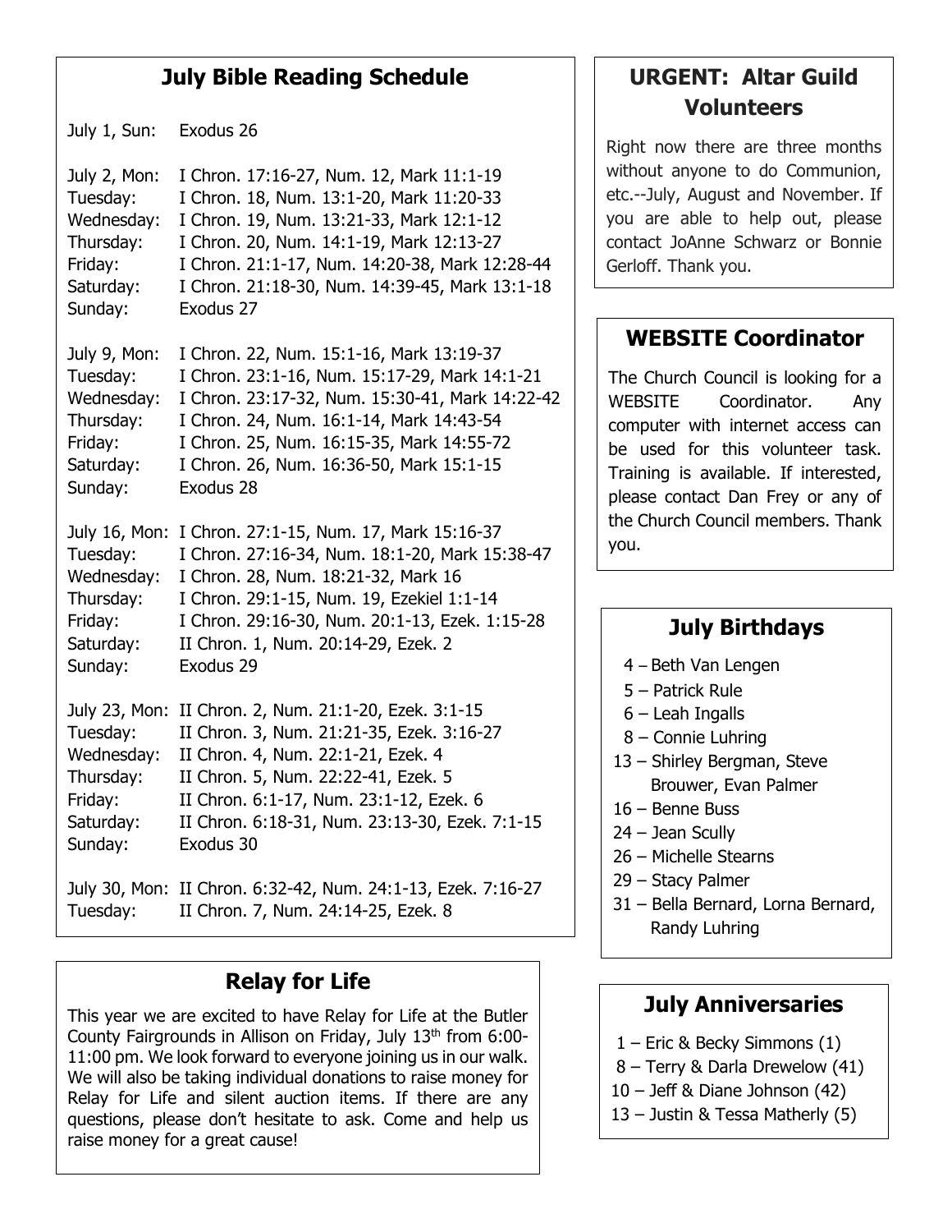## July Bible Reading Schedule

| | |
|---|---|
| July 1, Sun: | Exodus 26 |
| July 2, Mon: | I Chron. 17:16-27, Num. 12, Mark 11:1-19 |
| Tuesday: | I Chron. 18, Num. 13:1-20, Mark 11:20-33 |
| Wednesday: | I Chron. 19, Num. 13:21-33, Mark 12:1-12 |
| Thursday: | I Chron. 20, Num. 14:1-19, Mark 12:13-27 |
| Friday: | I Chron. 21:1-17, Num. 14:20-38, Mark 12:28-44 |
| Saturday: | I Chron. 21:18-30, Num. 14:39-45, Mark 13:1-18 |
| Sunday: | Exodus 27 |
| July 9, Mon: | I Chron. 22, Num. 15:1-16, Mark 13:19-37 |
| Tuesday: | I Chron. 23:1-16, Num. 15:17-29, Mark 14:1-21 |
| Wednesday: | I Chron. 23:17-32, Num. 15:30-41, Mark 14:22-42 |
| Thursday: | I Chron. 24, Num. 16:1-14, Mark 14:43-54 |
| Friday: | I Chron. 25, Num. 16:15-35, Mark 14:55-72 |
| Saturday: | I Chron. 26, Num. 16:36-50, Mark 15:1-15 |
| Sunday: | Exodus 28 |
| July 16, Mon: | I Chron. 27:1-15, Num. 17, Mark 15:16-37 |
| Tuesday: | I Chron. 27:16-34, Num. 18:1-20, Mark 15:38-47 |
| Wednesday: | I Chron. 28, Num. 18:21-32, Mark 16 |
| Thursday: | I Chron. 29:1-15, Num. 19, Ezekiel 1:1-14 |
| Friday: | I Chron. 29:16-30, Num. 20:1-13, Ezek. 1:15-28 |
| Saturday: | II Chron. 1, Num. 20:14-29, Ezek. 2 |
| Sunday: | Exodus 29 |
| July 23, Mon: | II Chron. 2, Num. 21:1-20, Ezek. 3:1-15 |
| Tuesday: | II Chron. 3, Num. 21:21-35, Ezek. 3:16-27 |
| Wednesday: | II Chron. 4, Num. 22:1-21, Ezek. 4 |
| Thursday: | II Chron. 5, Num. 22:22-41, Ezek. 5 |
| Friday: | II Chron. 6:1-17, Num. 23:1-12, Ezek. 6 |
| Saturday: | II Chron. 6:18-31, Num. 23:13-30, Ezek. 7:1-15 |
| Sunday: | Exodus 30 |
| July 30, Mon: | II Chron. 6:32-42, Num. 24:1-13, Ezek. 7:16-27 |
| Tuesday: | II Chron. 7, Num. 24:14-25, Ezek. 8 |

## Relay for Life

This year we are excited to have Relay for Life at the Butler County Fairgrounds in Allison on Friday, July 13th from 6:00-11:00 pm. We look forward to everyone joining us in our walk. We will also be taking individual donations to raise money for Relay for Life and silent auction items. If there are any questions, please don't hesitate to ask. Come and help us raise money for a great cause!

## URGENT: Altar Guild Volunteers

Right now there are three months without anyone to do Communion, etc.--July, August and November. If you are able to help out, please contact JoAnne Schwarz or Bonnie Gerloff. Thank you.

## WEBSITE Coordinator

The Church Council is looking for a WEBSITE Coordinator. Any computer with internet access can be used for this volunteer task. Training is available. If interested, please contact Dan Frey or any of the Church Council members. Thank you.

## July Birthdays

- 4 – Beth Van Lengen
- 5 – Patrick Rule
- 6 – Leah Ingalls
- 8 – Connie Luhring
- 13 – Shirley Bergman, Steve Brouwer, Evan Palmer
- 16 – Benne Buss
- 24 – Jean Scully
- 26 – Michelle Stearns
- 29 – Stacy Palmer
- 31 – Bella Bernard, Lorna Bernard, Randy Luhring

## July Anniversaries

- 1 – Eric & Becky Simmons (1)
- 8 – Terry & Darla Drewelow (41)
- 10 – Jeff & Diane Johnson (42)
- 13 – Justin & Tessa Matherly (5)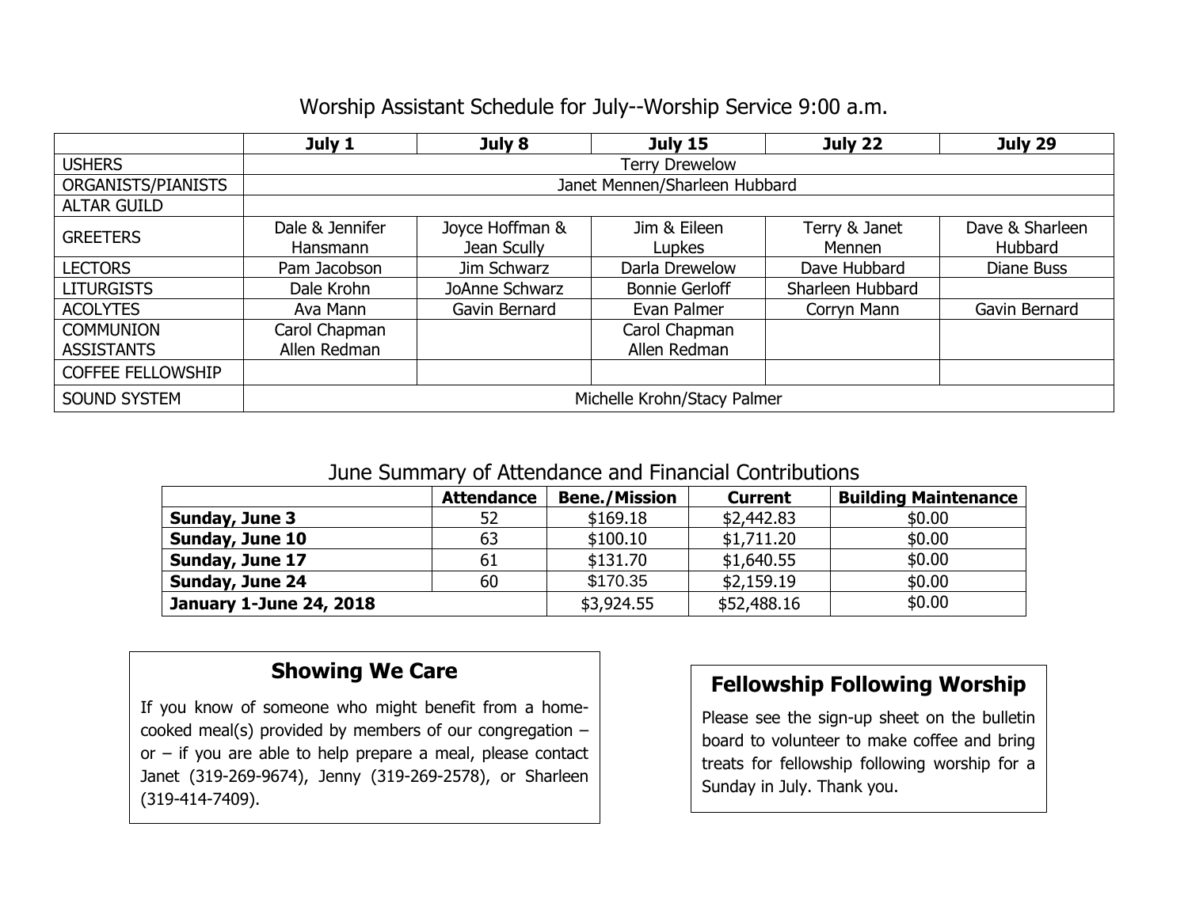## Worship Assistant Schedule for July--Worship Service 9:00 a.m.

| | July 1 | July 8 | July 15 | July 22 | July 29 |
|---|---|---|---|---|---|
| USHERS | Terry Drewelow | | | | |
| ORGANISTS/PIANISTS | Janet Mennen/Sharleen Hubbard | | | | |
| ALTAR GUILD | | | | | |
| GREETERS | Dale & Jennifer Hansmann | Joyce Hoffman & Jean Scully | Jim & Eileen Lupkes | Terry & Janet Mennen | Dave & Sharleen Hubbard |
| LECTORS | Pam Jacobson | Jim Schwarz | Darla Drewelow | Dave Hubbard | Diane Buss |
| LITURGISTS | Dale Krohn | JoAnne Schwarz | Bonnie Gerloff | Sharleen Hubbard | |
| ACOLYTES | Ava Mann | Gavin Bernard | Evan Palmer | Corryn Mann | Gavin Bernard |
| COMMUNION ASSISTANTS | Carol Chapman Allen Redman | | Carol Chapman Allen Redman | | |
| COFFEE FELLOWSHIP | | | | | |
| SOUND SYSTEM | Michelle Krohn/Stacy Palmer | | | | |

## June Summary of Attendance and Financial Contributions

| | Attendance | Bene./Mission | Current | Building Maintenance |
|---|---|---|---|---|
| **Sunday, June 3** | 52 | $169.18 | $2,442.83 | $0.00 |
| **Sunday, June 10** | 63 | $100.10 | $1,711.20 | $0.00 |
| **Sunday, June 17** | 61 | $131.70 | $1,640.55 | $0.00 |
| **Sunday, June 24** | 60 | $170.35 | $2,159.19 | $0.00 |
| **January 1-June 24, 2018** | | $3,924.55 | $52,488.16 | $0.00 |

### Showing We Care

If you know of someone who might benefit from a home-cooked meal(s) provided by members of our congregation – or – if you are able to help prepare a meal, please contact Janet (319-269-9674), Jenny (319-269-2578), or Sharleen (319-414-7409).

### Fellowship Following Worship

Please see the sign-up sheet on the bulletin board to volunteer to make coffee and bring treats for fellowship following worship for a Sunday in July. Thank you.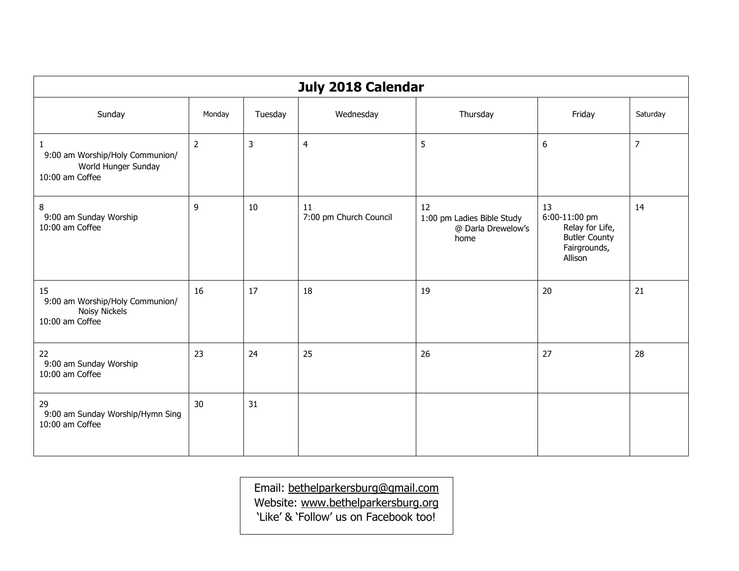## July 2018 Calendar

| Sunday | Monday | Tuesday | Wednesday | Thursday | Friday | Saturday |
| --- | --- | --- | --- | --- | --- | --- |
| 1<br>9:00 am Worship/Holy Communion/ World Hunger Sunday<br>10:00 am Coffee | 2 | 3 | 4 | 5 | 6 | 7 |
| 8<br>9:00 am Sunday Worship<br>10:00 am Coffee | 9 | 10 | 11<br>7:00 pm Church Council | 12<br>1:00 pm Ladies Bible Study @ Darla Drewelow's home | 13<br>6:00-11:00 pm Relay for Life, Butler County Fairgrounds, Allison | 14 |
| 15<br>9:00 am Worship/Holy Communion/ Noisy Nickels<br>10:00 am Coffee | 16 | 17 | 18 | 19 | 20 | 21 |
| 22<br>9:00 am Sunday Worship<br>10:00 am Coffee | 23 | 24 | 25 | 26 | 27 | 28 |
| 29<br>9:00 am Sunday Worship/Hymn Sing<br>10:00 am Coffee | 30 | 31 | | | | |

Email: bethelparkersburg@gmail.com
Website: www.bethelparkersburg.org
'Like' & 'Follow' us on Facebook too!